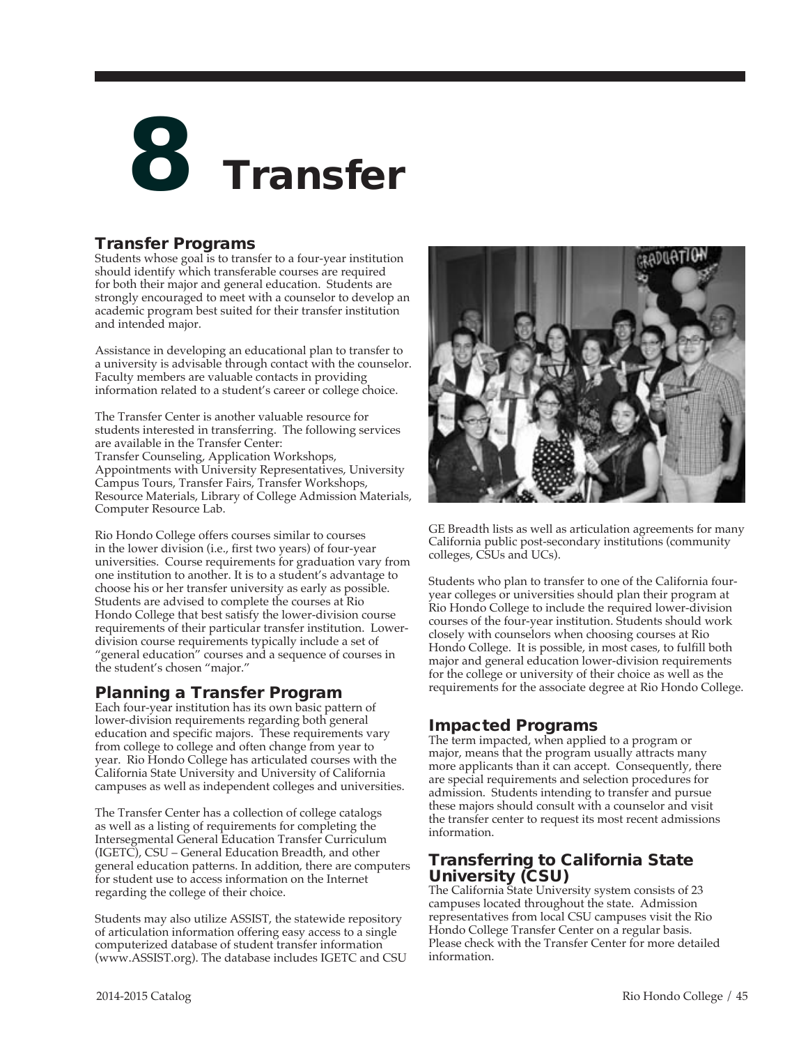# 8 Transfer

## Transfer Programs

Students whose goal is to transfer to a four-year institution should identify which transferable courses are required for both their major and general education. Students are strongly encouraged to meet with a counselor to develop an academic program best suited for their transfer institution and intended major.

Assistance in developing an educational plan to transfer to a university is advisable through contact with the counselor. Faculty members are valuable contacts in providing information related to a student's career or college choice.

The Transfer Center is another valuable resource for students interested in transferring. The following services are available in the Transfer Center:
Transfer Counseling, Application Workshops, Appointments with University Representatives, University Campus Tours, Transfer Fairs, Transfer Workshops, Resource Materials, Library of College Admission Materials, Computer Resource Lab.

Rio Hondo College offers courses similar to courses in the lower division (i.e., first two years) of four-year universities. Course requirements for graduation vary from one institution to another. It is to a student's advantage to choose his or her transfer university as early as possible. Students are advised to complete the courses at Rio Hondo College that best satisfy the lower-division course requirements of their particular transfer institution. Lower-division course requirements typically include a set of "general education" courses and a sequence of courses in the student's chosen "major."

## Planning a Transfer Program

Each four-year institution has its own basic pattern of lower-division requirements regarding both general education and specific majors. These requirements vary from college to college and often change from year to year. Rio Hondo College has articulated courses with the California State University and University of California campuses as well as independent colleges and universities.

The Transfer Center has a collection of college catalogs as well as a listing of requirements for completing the Intersegmental General Education Transfer Curriculum (IGETC), CSU – General Education Breadth, and other general education patterns. In addition, there are computers for student use to access information on the Internet regarding the college of their choice.

Students may also utilize ASSIST, the statewide repository of articulation information offering easy access to a single computerized database of student transfer information (www.ASSIST.org). The database includes IGETC and CSU GE Breadth lists as well as articulation agreements for many California public post-secondary institutions (community colleges, CSUs and UCs).

Students who plan to transfer to one of the California four-year colleges or universities should plan their program at Rio Hondo College to include the required lower-division courses of the four-year institution. Students should work closely with counselors when choosing courses at Rio Hondo College. It is possible, in most cases, to fulfill both major and general education lower-division requirements for the college or university of their choice as well as the requirements for the associate degree at Rio Hondo College.

## Impacted Programs

The term impacted, when applied to a program or major, means that the program usually attracts many more applicants than it can accept. Consequently, there are special requirements and selection procedures for admission. Students intending to transfer and pursue these majors should consult with a counselor and visit the transfer center to request its most recent admissions information.

## Transferring to California State University (CSU)

The California State University system consists of 23 campuses located throughout the state. Admission representatives from local CSU campuses visit the Rio Hondo College Transfer Center on a regular basis. Please check with the Transfer Center for more detailed information.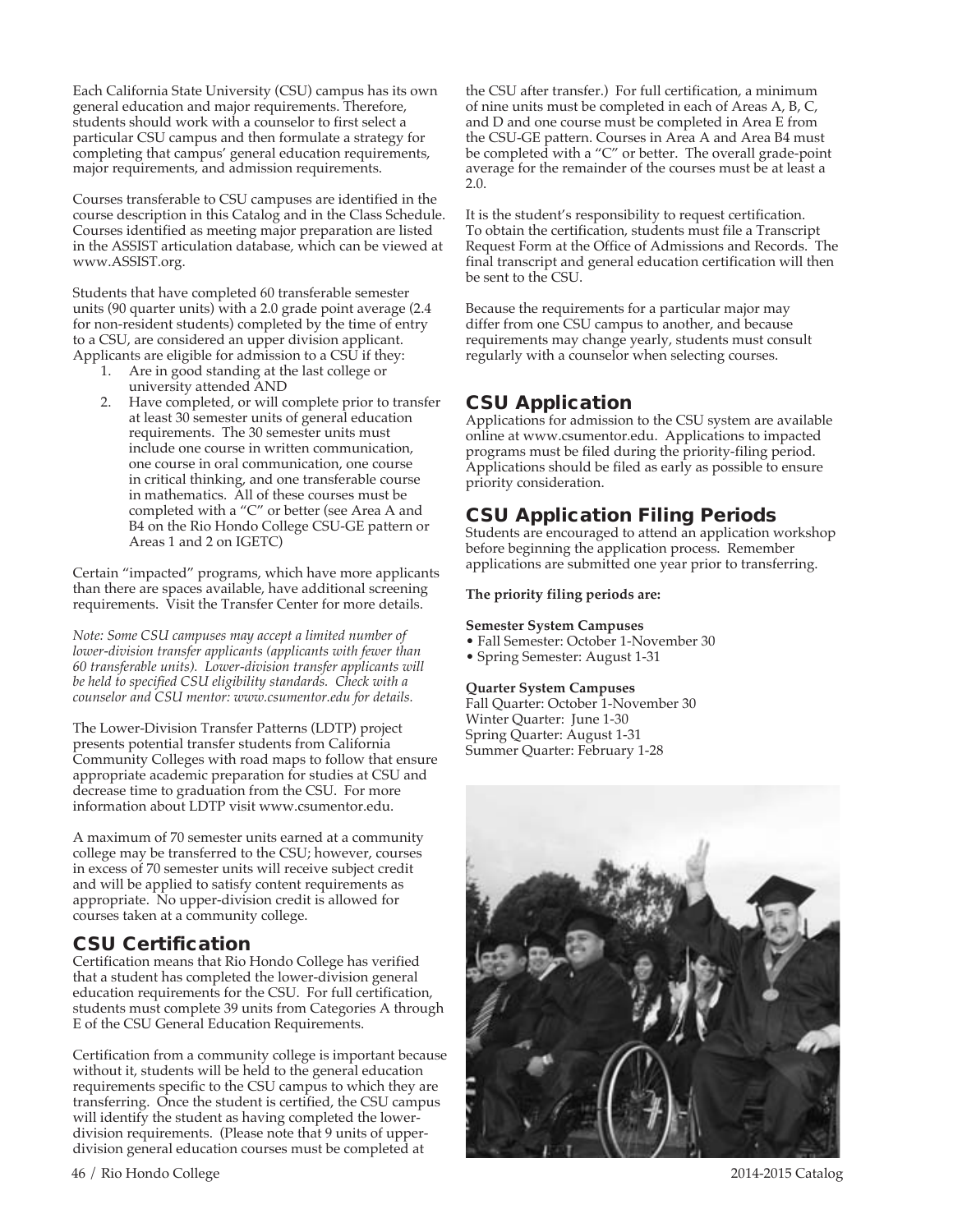Each California State University (CSU) campus has its own general education and major requirements. Therefore, students should work with a counselor to first select a particular CSU campus and then formulate a strategy for completing that campus' general education requirements, major requirements, and admission requirements.

Courses transferable to CSU campuses are identified in the course description in this Catalog and in the Class Schedule. Courses identified as meeting major preparation are listed in the ASSIST articulation database, which can be viewed at www.ASSIST.org.

Students that have completed 60 transferable semester units (90 quarter units) with a 2.0 grade point average (2.4 for non-resident students) completed by the time of entry to a CSU, are considered an upper division applicant. Applicants are eligible for admission to a CSU if they:

1. Are in good standing at the last college or university attended AND
2. Have completed, or will complete prior to transfer at least 30 semester units of general education requirements. The 30 semester units must include one course in written communication, one course in oral communication, one course in critical thinking, and one transferable course in mathematics. All of these courses must be completed with a "C" or better (see Area A and B4 on the Rio Hondo College CSU-GE pattern or Areas 1 and 2 on IGETC)

Certain "impacted" programs, which have more applicants than there are spaces available, have additional screening requirements. Visit the Transfer Center for more details.

*Note: Some CSU campuses may accept a limited number of lower-division transfer applicants (applicants with fewer than 60 transferable units). Lower-division transfer applicants will be held to specified CSU eligibility standards. Check with a counselor and CSU mentor: www.csumentor.edu for details.*

The Lower-Division Transfer Patterns (LDTP) project presents potential transfer students from California Community Colleges with road maps to follow that ensure appropriate academic preparation for studies at CSU and decrease time to graduation from the CSU. For more information about LDTP visit www.csumentor.edu.

A maximum of 70 semester units earned at a community college may be transferred to the CSU; however, courses in excess of 70 semester units will receive subject credit and will be applied to satisfy content requirements as appropriate. No upper-division credit is allowed for courses taken at a community college.

## CSU Certification

Certification means that Rio Hondo College has verified that a student has completed the lower-division general education requirements for the CSU. For full certification, students must complete 39 units from Categories A through E of the CSU General Education Requirements.

Certification from a community college is important because without it, students will be held to the general education requirements specific to the CSU campus to which they are transferring. Once the student is certified, the CSU campus will identify the student as having completed the lower-division requirements. (Please note that 9 units of upper-division general education courses must be completed at the CSU after transfer.) For full certification, a minimum of nine units must be completed in each of Areas A, B, C, and D and one course must be completed in Area E from the CSU-GE pattern. Courses in Area A and Area B4 must be completed with a "C" or better. The overall grade-point average for the remainder of the courses must be at least a 2.0.

It is the student's responsibility to request certification. To obtain the certification, students must file a Transcript Request Form at the Office of Admissions and Records. The final transcript and general education certification will then be sent to the CSU.

Because the requirements for a particular major may differ from one CSU campus to another, and because requirements may change yearly, students must consult regularly with a counselor when selecting courses.

## CSU Application

Applications for admission to the CSU system are available online at www.csumentor.edu. Applications to impacted programs must be filed during the priority-filing period. Applications should be filed as early as possible to ensure priority consideration.

## CSU Application Filing Periods

Students are encouraged to attend an application workshop before beginning the application process. Remember applications are submitted one year prior to transferring.

**The priority filing periods are:**

**Semester System Campuses**

- Fall Semester: October 1-November 30
- Spring Semester: August 1-31

**Quarter System Campuses**

Fall Quarter: October 1-November 30
Winter Quarter: June 1-30
Spring Quarter: August 1-31
Summer Quarter: February 1-28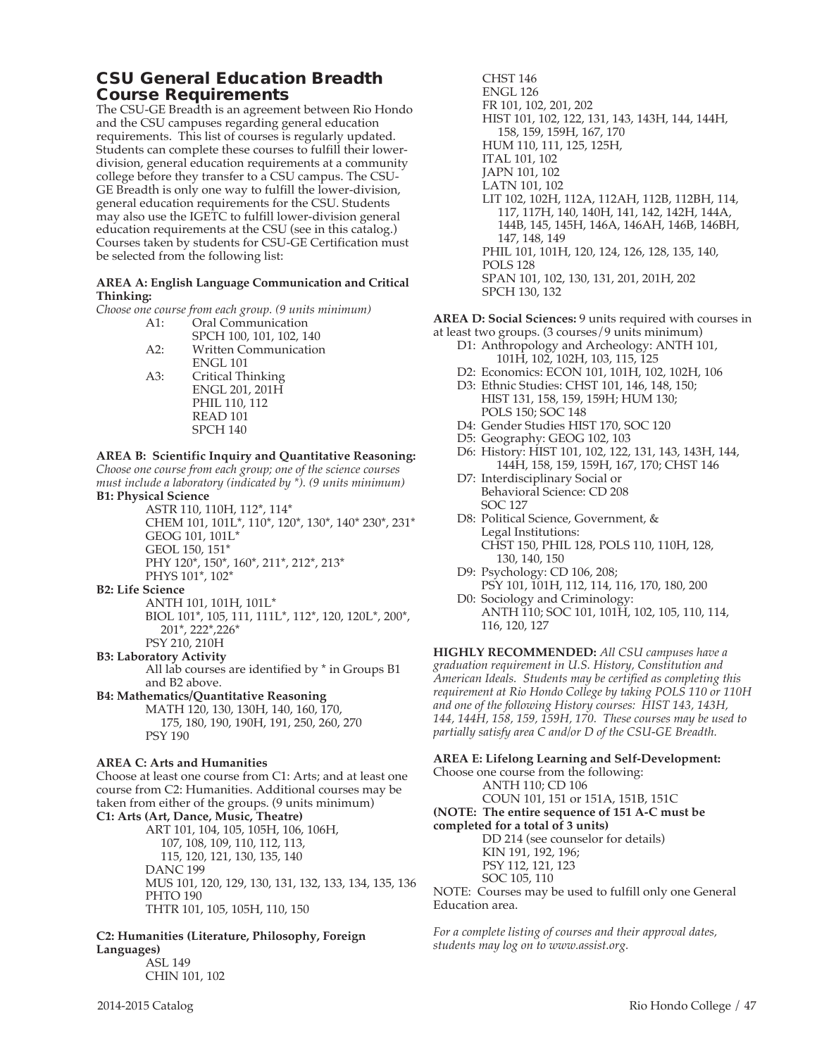## CSU General Education Breadth Course Requirements

The CSU-GE Breadth is an agreement between Rio Hondo and the CSU campuses regarding general education requirements. This list of courses is regularly updated. Students can complete these courses to fulfill their lower-division, general education requirements at a community college before they transfer to a CSU campus. The CSU-GE Breadth is only one way to fulfill the lower-division, general education requirements for the CSU. Students may also use the IGETC to fulfill lower-division general education requirements at the CSU (see in this catalog.) Courses taken by students for CSU-GE Certification must be selected from the following list:

**AREA A: English Language Communication and Critical Thinking:**

*Choose one course from each group. (9 units minimum)*

- A1: Oral Communication
  - SPCH 100, 101, 102, 140
- A2: Written Communication
  - ENGL 101
- A3: Critical Thinking
  - ENGL 201, 201H
  - PHIL 110, 112
  - READ 101
  - SPCH 140

**AREA B: Scientific Inquiry and Quantitative Reasoning:**

*Choose one course from each group; one of the science courses must include a laboratory (indicated by *). (9 units minimum)*

**B1: Physical Science**

- ASTR 110, 110H, 112*, 114*
- CHEM 101, 101L*, 110*, 120*, 130*, 140* 230*, 231*
- GEOG 101, 101L*
- GEOL 150, 151*
- PHY 120*, 150*, 160*, 211*, 212*, 213*
- PHYS 101*, 102*

**B2: Life Science**

- ANTH 101, 101H, 101L*
- BIOL 101*, 105, 111, 111L*, 112*, 120, 120L*, 200*, 201*, 222*,226*
- PSY 210, 210H

**B3: Laboratory Activity**

All lab courses are identified by * in Groups B1 and B2 above.

**B4: Mathematics/Quantitative Reasoning**

- MATH 120, 130, 130H, 140, 160, 170, 175, 180, 190, 190H, 191, 250, 260, 270
- PSY 190

**AREA C: Arts and Humanities**

Choose at least one course from C1: Arts; and at least one course from C2: Humanities. Additional courses may be taken from either of the groups. (9 units minimum)

**C1: Arts (Art, Dance, Music, Theatre)**

- ART 101, 104, 105, 105H, 106, 106H, 107, 108, 109, 110, 112, 113, 115, 120, 121, 130, 135, 140
- DANC 199
- MUS 101, 120, 129, 130, 131, 132, 133, 134, 135, 136
- PHTO 190
- THTR 101, 105, 105H, 110, 150

**C2: Humanities (Literature, Philosophy, Foreign Languages)**

- ASL 149
- CHIN 101, 102
- CHST 146
- ENGL 126
- FR 101, 102, 201, 202
- HIST 101, 102, 122, 131, 143, 143H, 144, 144H, 158, 159, 159H, 167, 170
- HUM 110, 111, 125, 125H,
- ITAL 101, 102
- JAPN 101, 102
- LATN 101, 102
- LIT 102, 102H, 112A, 112AH, 112B, 112BH, 114, 117, 117H, 140, 140H, 141, 142, 142H, 144A, 144B, 145, 145H, 146A, 146AH, 146B, 146BH, 147, 148, 149
- PHIL 101, 101H, 120, 124, 126, 128, 135, 140,
- POLS 128
- SPAN 101, 102, 130, 131, 201, 201H, 202
- SPCH 130, 132

**AREA D: Social Sciences:** 9 units required with courses in at least two groups. (3 courses/9 units minimum)

- D1: Anthropology and Archeology: ANTH 101, 101H, 102, 102H, 103, 115, 125
- D2: Economics: ECON 101, 101H, 102, 102H, 106
- D3: Ethnic Studies: CHST 101, 146, 148, 150; HIST 131, 158, 159, 159H; HUM 130; POLS 150; SOC 148
- D4: Gender Studies HIST 170, SOC 120
- D5: Geography: GEOG 102, 103
- D6: History: HIST 101, 102, 122, 131, 143, 143H, 144, 144H, 158, 159, 159H, 167, 170; CHST 146
- D7: Interdisciplinary Social or Behavioral Science: CD 208 SOC 127
- D8: Political Science, Government, & Legal Institutions: CHST 150, PHIL 128, POLS 110, 110H, 128, 130, 140, 150
- D9: Psychology: CD 106, 208; PSY 101, 101H, 112, 114, 116, 170, 180, 200
- D0: Sociology and Criminology: ANTH 110; SOC 101, 101H, 102, 105, 110, 114, 116, 120, 127

**HIGHLY RECOMMENDED:** *All CSU campuses have a graduation requirement in U.S. History, Constitution and American Ideals. Students may be certified as completing this requirement at Rio Hondo College by taking POLS 110 or 110H and one of the following History courses: HIST 143, 143H, 144, 144H, 158, 159, 159H, 170. These courses may be used to partially satisfy area C and/or D of the CSU-GE Breadth.*

**AREA E: Lifelong Learning and Self-Development:**

Choose one course from the following:

- ANTH 110; CD 106
- COUN 101, 151 or 151A, 151B, 151C

**(NOTE: The entire sequence of 151 A-C must be completed for a total of 3 units)**

- DD 214 (see counselor for details)
- KIN 191, 192, 196;
- PSY 112, 121, 123
- SOC 105, 110

NOTE: Courses may be used to fulfill only one General Education area.

*For a complete listing of courses and their approval dates, students may log on to www.assist.org.*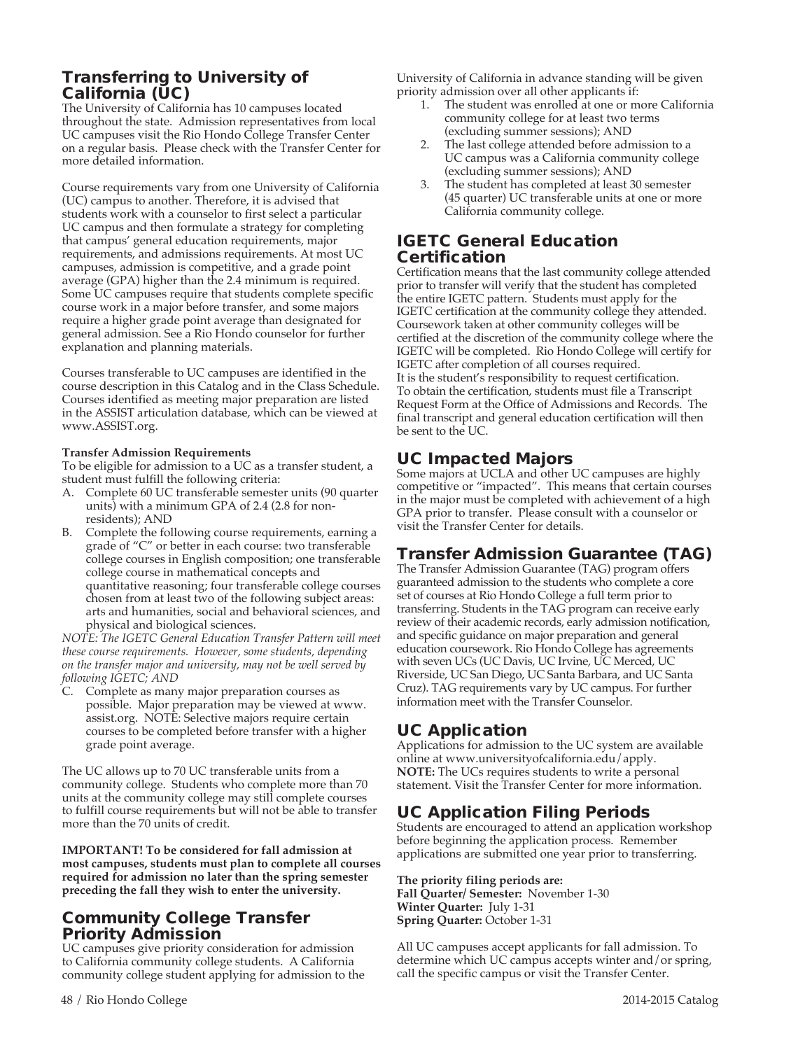## Transferring to University of California (UC)

The University of California has 10 campuses located throughout the state. Admission representatives from local UC campuses visit the Rio Hondo College Transfer Center on a regular basis. Please check with the Transfer Center for more detailed information.

Course requirements vary from one University of California (UC) campus to another. Therefore, it is advised that students work with a counselor to first select a particular UC campus and then formulate a strategy for completing that campus' general education requirements, major requirements, and admissions requirements. At most UC campuses, admission is competitive, and a grade point average (GPA) higher than the 2.4 minimum is required. Some UC campuses require that students complete specific course work in a major before transfer, and some majors require a higher grade point average than designated for general admission. See a Rio Hondo counselor for further explanation and planning materials.

Courses transferable to UC campuses are identified in the course description in this Catalog and in the Class Schedule. Courses identified as meeting major preparation are listed in the ASSIST articulation database, which can be viewed at www.ASSIST.org.

**Transfer Admission Requirements**

To be eligible for admission to a UC as a transfer student, a student must fulfill the following criteria:

A. Complete 60 UC transferable semester units (90 quarter units) with a minimum GPA of 2.4 (2.8 for non-residents); AND
B. Complete the following course requirements, earning a grade of "C" or better in each course: two transferable college courses in English composition; one transferable college course in mathematical concepts and quantitative reasoning; four transferable college courses chosen from at least two of the following subject areas: arts and humanities, social and behavioral sciences, and physical and biological sciences.

*NOTE: The IGETC General Education Transfer Pattern will meet these course requirements. However, some students, depending on the transfer major and university, may not be well served by following IGETC; AND*

C. Complete as many major preparation courses as possible. Major preparation may be viewed at www.assist.org. NOTE: Selective majors require certain courses to be completed before transfer with a higher grade point average.

The UC allows up to 70 UC transferable units from a community college. Students who complete more than 70 units at the community college may still complete courses to fulfill course requirements but will not be able to transfer more than the 70 units of credit.

**IMPORTANT! To be considered for fall admission at most campuses, students must plan to complete all courses required for admission no later than the spring semester preceding the fall they wish to enter the university.**

## Community College Transfer Priority Admission

UC campuses give priority consideration for admission to California community college students. A California community college student applying for admission to the University of California in advance standing will be given priority admission over all other applicants if:

1. The student was enrolled at one or more California community college for at least two terms (excluding summer sessions); AND
2. The last college attended before admission to a UC campus was a California community college (excluding summer sessions); AND
3. The student has completed at least 30 semester (45 quarter) UC transferable units at one or more California community college.

## IGETC General Education Certification

Certification means that the last community college attended prior to transfer will verify that the student has completed the entire IGETC pattern. Students must apply for the IGETC certification at the community college they attended. Coursework taken at other community colleges will be certified at the discretion of the community college where the IGETC will be completed. Rio Hondo College will certify for IGETC after completion of all courses required.
It is the student's responsibility to request certification.
To obtain the certification, students must file a Transcript Request Form at the Office of Admissions and Records. The final transcript and general education certification will then be sent to the UC.

## UC Impacted Majors

Some majors at UCLA and other UC campuses are highly competitive or "impacted". This means that certain courses in the major must be completed with achievement of a high GPA prior to transfer. Please consult with a counselor or visit the Transfer Center for details.

## Transfer Admission Guarantee (TAG)

The Transfer Admission Guarantee (TAG) program offers guaranteed admission to the students who complete a core set of courses at Rio Hondo College a full term prior to transferring. Students in the TAG program can receive early review of their academic records, early admission notification, and specific guidance on major preparation and general education coursework. Rio Hondo College has agreements with seven UCs (UC Davis, UC Irvine, UC Merced, UC Riverside, UC San Diego, UC Santa Barbara, and UC Santa Cruz). TAG requirements vary by UC campus. For further information meet with the Transfer Counselor.

## UC Application

Applications for admission to the UC system are available online at www.universityofcalifornia.edu/apply.
**NOTE:** The UCs requires students to write a personal statement. Visit the Transfer Center for more information.

## UC Application Filing Periods

Students are encouraged to attend an application workshop before beginning the application process. Remember applications are submitted one year prior to transferring.

**The priority filing periods are:**
**Fall Quarter/ Semester:** November 1-30
**Winter Quarter:** July 1-31
**Spring Quarter:** October 1-31

All UC campuses accept applicants for fall admission. To determine which UC campus accepts winter and/or spring, call the specific campus or visit the Transfer Center.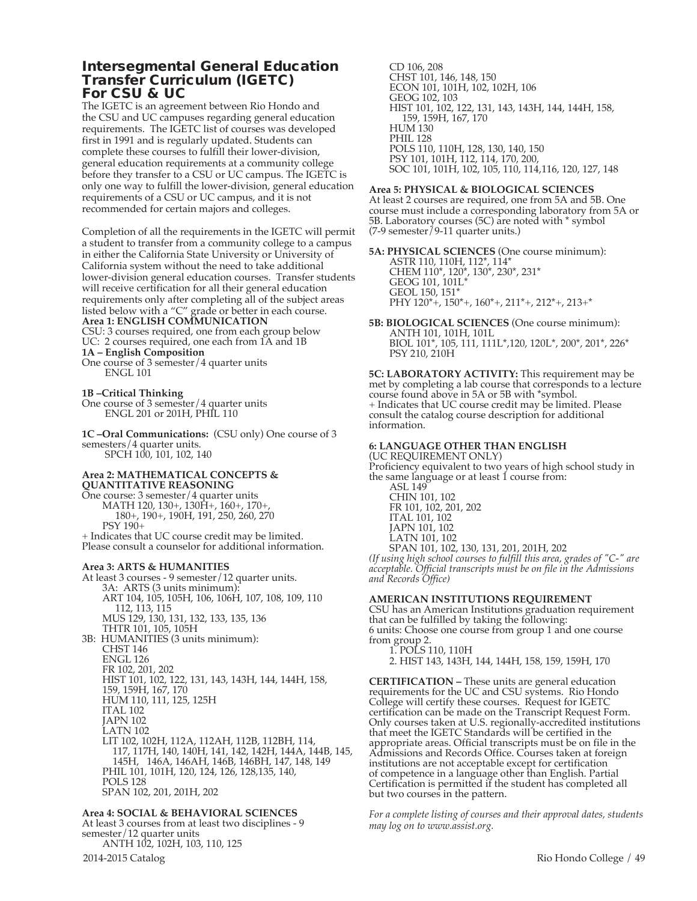## Intersegmental General Education Transfer Curriculum (IGETC) For CSU & UC

The IGETC is an agreement between Rio Hondo and the CSU and UC campuses regarding general education requirements. The IGETC list of courses was developed first in 1991 and is regularly updated. Students can complete these courses to fulfill their lower-division, general education requirements at a community college before they transfer to a CSU or UC campus. The IGETC is only one way to fulfill the lower-division, general education requirements of a CSU or UC campus, and it is not recommended for certain majors and colleges.

Completion of all the requirements in the IGETC will permit a student to transfer from a community college to a campus in either the California State University or University of California system without the need to take additional lower-division general education courses. Transfer students will receive certification for all their general education requirements only after completing all of the subject areas listed below with a "C" grade or better in each course.

**Area 1: ENGLISH COMMUNICATION**

CSU: 3 courses required, one from each group below
UC: 2 courses required, one each from 1A and 1B

**1A – English Composition**

One course of 3 semester/4 quarter units
ENGL 101

**1B –Critical Thinking**

One course of 3 semester/4 quarter units
ENGL 201 or 201H, PHIL 110

**1C –Oral Communications:** (CSU only) One course of 3 semesters/4 quarter units.
SPCH 100, 101, 102, 140

**Area 2: MATHEMATICAL CONCEPTS & QUANTITATIVE REASONING**

One course: 3 semester/4 quarter units
MATH 120, 130+, 130H+, 160+, 170+, 180+, 190+, 190H, 191, 250, 260, 270
PSY 190+
+ Indicates that UC course credit may be limited. Please consult a counselor for additional information.

**Area 3: ARTS & HUMANITIES**

At least 3 courses - 9 semester/12 quarter units.

3A: ARTS (3 units minimum):
ART 104, 105, 105H, 106, 106H, 107, 108, 109, 110, 112, 113, 115
MUS 129, 130, 131, 132, 133, 135, 136
THTR 101, 105, 105H

3B: HUMANITIES (3 units minimum):
CHST 146
ENGL 126
FR 102, 201, 202
HIST 101, 102, 122, 131, 143, 143H, 144, 144H, 158, 159, 159H, 167, 170
HUM 110, 111, 125, 125H
ITAL 102
JAPN 102
LATN 102
LIT 102, 102H, 112A, 112AH, 112B, 112BH, 114, 117, 117H, 140, 140H, 141, 142, 142H, 144A, 144B, 145, 145H, 146A, 146AH, 146B, 146BH, 147, 148, 149
PHIL 101, 101H, 120, 124, 126, 128,135, 140,
POLS 128
SPAN 102, 201, 201H, 202

**Area 4: SOCIAL & BEHAVIORAL SCIENCES**

At least 3 courses from at least two disciplines - 9 semester/12 quarter units
ANTH 102, 102H, 103, 110, 125
CD 106, 208
CHST 101, 146, 148, 150
ECON 101, 101H, 102, 102H, 106
GEOG 102, 103
HIST 101, 102, 122, 131, 143, 143H, 144, 144H, 158, 159, 159H, 167, 170
HUM 130
PHIL 128
POLS 110, 110H, 128, 130, 140, 150
PSY 101, 101H, 112, 114, 170, 200,
SOC 101, 101H, 102, 105, 110, 114,116, 120, 127, 148

**Area 5: PHYSICAL & BIOLOGICAL SCIENCES**

At least 2 courses are required, one from 5A and 5B. One course must include a corresponding laboratory from 5A or 5B. Laboratory courses (5C) are noted with * symbol (7-9 semester/9-11 quarter units.)

**5A: PHYSICAL SCIENCES** (One course minimum):
ASTR 110, 110H, 112*, 114*
CHEM 110*, 120*, 130*, 230*, 231*
GEOG 101, 101L*
GEOL 150, 151*
PHY 120*+, 150*+, 160*+, 211*+, 212*+, 213+*

**5B: BIOLOGICAL SCIENCES** (One course minimum):
ANTH 101, 101H, 101L
BIOL 101*, 105, 111, 111L*,120, 120L*, 200*, 201*, 226*
PSY 210, 210H

**5C: LABORATORY ACTIVITY:** This requirement may be met by completing a lab course that corresponds to a lecture course found above in 5A or 5B with *symbol.
+ Indicates that UC course credit may be limited. Please consult the catalog course description for additional information.

**6: LANGUAGE OTHER THAN ENGLISH**

(UC REQUIREMENT ONLY)
Proficiency equivalent to two years of high school study in the same language or at least 1 course from:
ASL 149
CHIN 101, 102
FR 101, 102, 201, 202
ITAL 101, 102
JAPN 101, 102
LATN 101, 102
SPAN 101, 102, 130, 131, 201, 201H, 202

*(If using high school courses to fulfill this area, grades of "C-" are acceptable. Official transcripts must be on file in the Admissions and Records Office)*

**AMERICAN INSTITUTIONS REQUIREMENT**

CSU has an American Institutions graduation requirement that can be fulfilled by taking the following:
6 units: Choose one course from group 1 and one course from group 2.

1. POLS 110, 110H
2. HIST 143, 143H, 144, 144H, 158, 159, 159H, 170

**CERTIFICATION –** These units are general education requirements for the UC and CSU systems. Rio Hondo College will certify these courses. Request for IGETC certification can be made on the Transcript Request Form. Only courses taken at U.S. regionally-accredited institutions that meet the IGETC Standards will be certified in the appropriate areas. Official transcripts must be on file in the Admissions and Records Office. Courses taken at foreign institutions are not acceptable except for certification of competence in a language other than English. Partial Certification is permitted if the student has completed all but two courses in the pattern.

*For a complete listing of courses and their approval dates, students may log on to www.assist.org.*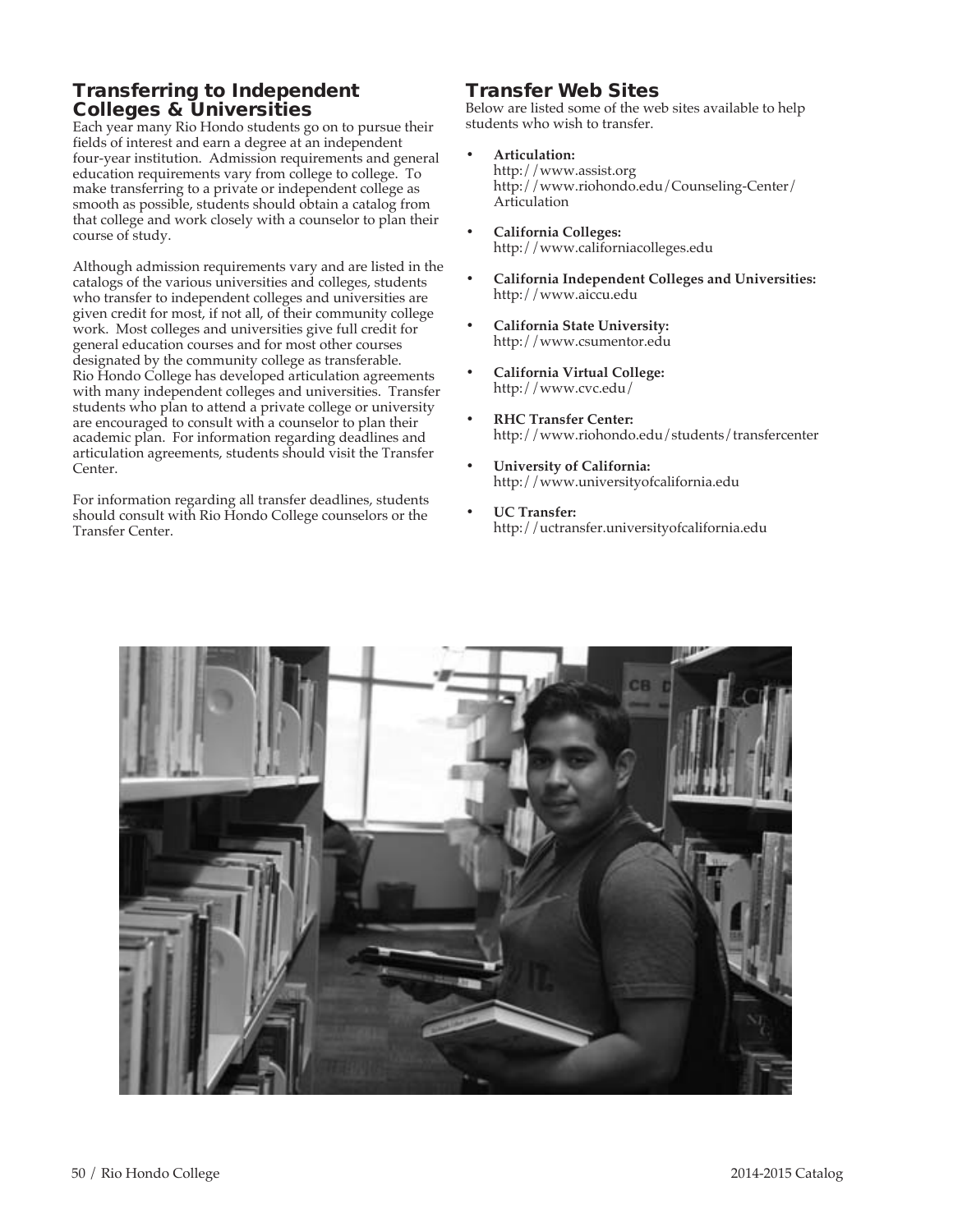## Transferring to Independent Colleges & Universities

Each year many Rio Hondo students go on to pursue their fields of interest and earn a degree at an independent four-year institution. Admission requirements and general education requirements vary from college to college. To make transferring to a private or independent college as smooth as possible, students should obtain a catalog from that college and work closely with a counselor to plan their course of study.

Although admission requirements vary and are listed in the catalogs of the various universities and colleges, students who transfer to independent colleges and universities are given credit for most, if not all, of their community college work. Most colleges and universities give full credit for general education courses and for most other courses designated by the community college as transferable. Rio Hondo College has developed articulation agreements with many independent colleges and universities. Transfer students who plan to attend a private college or university are encouraged to consult with a counselor to plan their academic plan. For information regarding deadlines and articulation agreements, students should visit the Transfer Center.

For information regarding all transfer deadlines, students should consult with Rio Hondo College counselors or the Transfer Center.

## Transfer Web Sites

Below are listed some of the web sites available to help students who wish to transfer.

- **Articulation:**
  http://www.assist.org
  http://www.riohondo.edu/Counseling-Center/Articulation
- **California Colleges:**
  http://www.californiacolleges.edu
- **California Independent Colleges and Universities:**
  http://www.aiccu.edu
- **California State University:**
  http://www.csumentor.edu
- **California Virtual College:**
  http://www.cvc.edu/
- **RHC Transfer Center:**
  http://www.riohondo.edu/students/transfercenter
- **University of California:**
  http://www.universityofcalifornia.edu
- **UC Transfer:**
  http://uctransfer.universityofcalifornia.edu